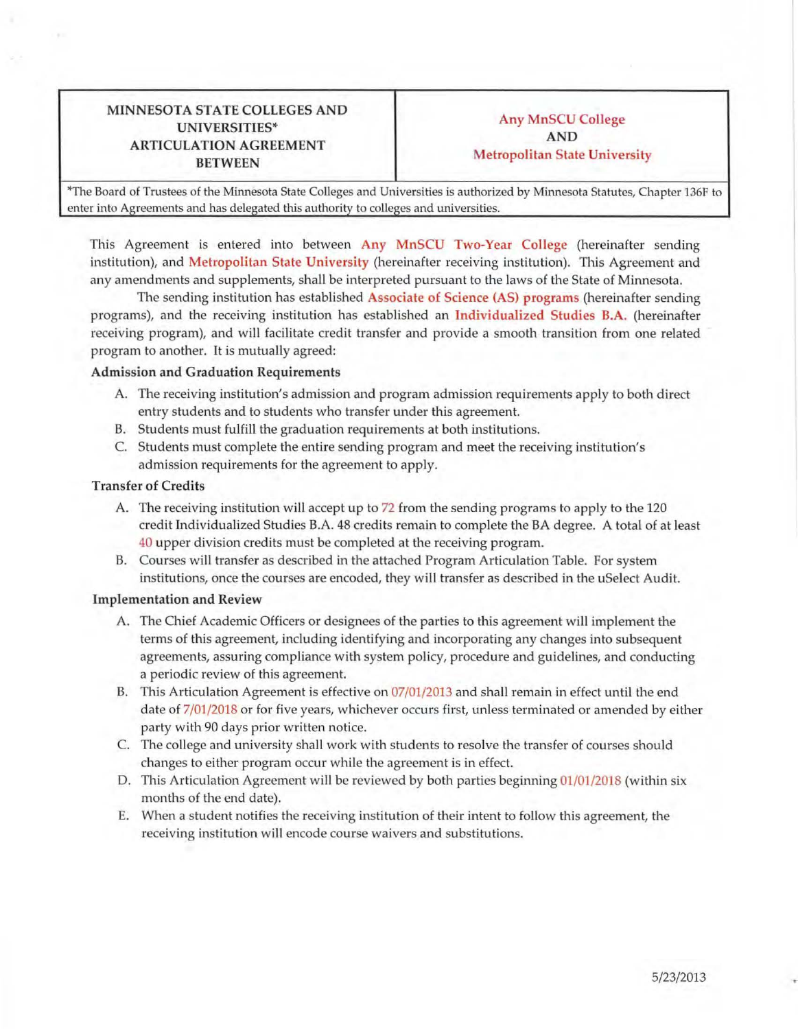| MINNESOTA STATE COLLEGES AND UNIVERSITIES* ARTICULATION AGREEMENT BETWEEN | Any MnSCU College AND Metropolitan State University |
| --- | --- |

*The Board of Trustees of the Minnesota State Colleges and Universities is authorized by Minnesota Statutes, Chapter 136F to enter into Agreements and has delegated this authority to colleges and universities.

This Agreement is entered into between **Any MnSCU Two-Year College** (hereinafter sending institution), and **Metropolitan State University** (hereinafter receiving institution). This Agreement and any amendments and supplements, shall be interpreted pursuant to the laws of the State of Minnesota.

The sending institution has established **Associate of Science (AS) programs** (hereinafter sending programs), and the receiving institution has established an **Individualized Studies B.A.** (hereinafter receiving program), and will facilitate credit transfer and provide a smooth transition from one related program to another. It is mutually agreed:

### Admission and Graduation Requirements

A. The receiving institution's admission and program admission requirements apply to both direct entry students and to students who transfer under this agreement.

B. Students must fulfill the graduation requirements at both institutions.

C. Students must complete the entire sending program and meet the receiving institution's admission requirements for the agreement to apply.

### Transfer of Credits

A. The receiving institution will accept up to 72 from the sending programs to apply to the 120 credit Individualized Studies B.A. 48 credits remain to complete the BA degree. A total of at least 40 upper division credits must be completed at the receiving program.

B. Courses will transfer as described in the attached Program Articulation Table. For system institutions, once the courses are encoded, they will transfer as described in the uSelect Audit.

### Implementation and Review

A. The Chief Academic Officers or designees of the parties to this agreement will implement the terms of this agreement, including identifying and incorporating any changes into subsequent agreements, assuring compliance with system policy, procedure and guidelines, and conducting a periodic review of this agreement.

B. This Articulation Agreement is effective on 07/01/2013 and shall remain in effect until the end date of 7/01/2018 or for five years, whichever occurs first, unless terminated or amended by either party with 90 days prior written notice.

C. The college and university shall work with students to resolve the transfer of courses should changes to either program occur while the agreement is in effect.

D. This Articulation Agreement will be reviewed by both parties beginning 01/01/2018 (within six months of the end date).

E. When a student notifies the receiving institution of their intent to follow this agreement, the receiving institution will encode course waivers and substitutions.

5/23/2013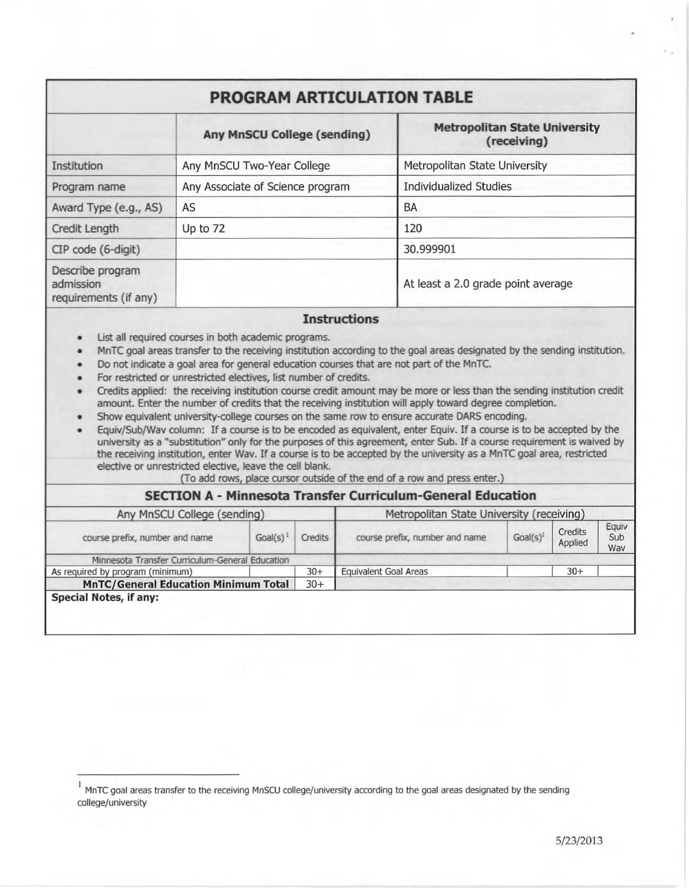# PROGRAM ARTICULATION TABLE

| | Any MnSCU College (sending) | Metropolitan State University (receiving) |
|---|---|---|
| Institution | Any MnSCU Two-Year College | Metropolitan State University |
| Program name | Any Associate of Science program | Individualized Studies |
| Award Type (e.g., AS) | AS | BA |
| Credit Length | Up to 72 | 120 |
| CIP code (6-digit) | | 30.999901 |
| Describe program admission requirements (if any) | | At least a 2.0 grade point average |

### Instructions

- List all required courses in both academic programs.
- MnTC goal areas transfer to the receiving institution according to the goal areas designated by the sending institution.
- Do not indicate a goal area for general education courses that are not part of the MnTC.
- For restricted or unrestricted electives, list number of credits.
- Credits applied: the receiving institution course credit amount may be more or less than the sending institution credit amount. Enter the number of credits that the receiving institution will apply toward degree completion.
- Show equivalent university-college courses on the same row to ensure accurate DARS encoding.
- Equiv/Sub/Wav column: If a course is to be encoded as equivalent, enter Equiv. If a course is to be accepted by the university as a "substitution" only for the purposes of this agreement, enter Sub. If a course requirement is waived by the receiving institution, enter Wav. If a course is to be accepted by the university as a MnTC goal area, restricted elective or unrestricted elective, leave the cell blank.

(To add rows, place cursor outside of the end of a row and press enter.)

### SECTION A - Minnesota Transfer Curriculum-General Education

| Any MnSCU College (sending) | | | Metropolitan State University (receiving) | | | |
|---|---|---|---|---|---|---|
| course prefix, number and name | Goal(s)[1] | Credits | course prefix, number and name | Goal(s)[1] | Credits Applied | Equiv Sub Wav |
| Minnesota Transfer Curriculum-General Education | | | | | | |
| As required by program (minimum) | | 30+ | Equivalent Goal Areas | | 30+ | |
| **MnTC/General Education Minimum Total** | | 30+ | | | | |

**Special Notes, if any:**

[1] MnTC goal areas transfer to the receiving MnSCU college/university according to the goal areas designated by the sending college/university

5/23/2013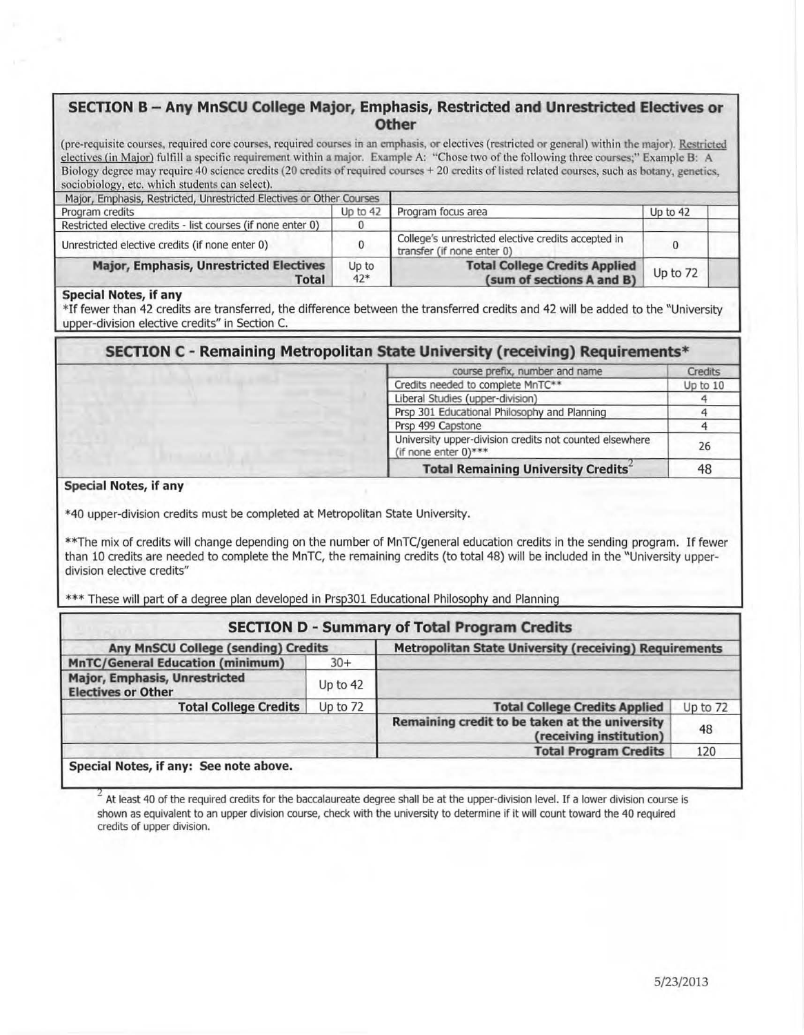## SECTION B – Any MnSCU College Major, Emphasis, Restricted and Unrestricted Electives or Other

(pre-requisite courses, required core courses, required courses in an emphasis, or electives (restricted or general) within the major). Restricted electives (in Major) fulfill a specific requirement within a major. Example A: "Chose two of the following three courses;" Example B: A Biology degree may require 40 science credits (20 credits of required courses + 20 credits of listed related courses, such as botany, genetics, sociobiology, etc. which students can select).

| Major, Emphasis, Restricted, Unrestricted Electives or Other Courses | | | | |
|---|---|---|---|---|
| Program credits | Up to 42 | Program focus area | Up to 42 | |
| Restricted elective credits - list courses (if none enter 0) | 0 | | | |
| Unrestricted elective credits (if none enter 0) | 0 | College's unrestricted elective credits accepted in transfer (if none enter 0) | 0 | |
| **Major, Emphasis, Unrestricted Electives Total** | Up to 42* | **Total College Credits Applied (sum of sections A and B)** | Up to 72 | |

**Special Notes, if any**
*If fewer than 42 credits are transferred, the difference between the transferred credits and 42 will be added to the "University upper-division elective credits" in Section C.

## SECTION C - Remaining Metropolitan State University (receiving) Requirements*

| course prefix, number and name | Credits |
|---|---|
| Credits needed to complete MnTC** | Up to 10 |
| Liberal Studies (upper-division) | 4 |
| Prsp 301 Educational Philosophy and Planning | 4 |
| Prsp 499 Capstone | 4 |
| University upper-division credits not counted elsewhere (if none enter 0)*** | 26 |
| **Total Remaining University Credits**[2] | 48 |

**Special Notes, if any**

*40 upper-division credits must be completed at Metropolitan State University.

**The mix of credits will change depending on the number of MnTC/general education credits in the sending program. If fewer than 10 credits are needed to complete the MnTC, the remaining credits (to total 48) will be included in the "University upper-division elective credits"

*** These will part of a degree plan developed in Prsp301 Educational Philosophy and Planning

## SECTION D - Summary of Total Program Credits

| Any MnSCU College (sending) Credits | | Metropolitan State University (receiving) Requirements | |
|---|---|---|---|
| **MnTC/General Education (minimum)** | 30+ | | |
| **Major, Emphasis, Unrestricted Electives or Other** | Up to 42 | | |
| **Total College Credits** | Up to 72 | **Total College Credits Applied** | Up to 72 |
| | | **Remaining credit to be taken at the university (receiving institution)** | 48 |
| | | **Total Program Credits** | 120 |

**Special Notes, if any: See note above.**

[2] At least 40 of the required credits for the baccalaureate degree shall be at the upper-division level. If a lower division course is shown as equivalent to an upper division course, check with the university to determine if it will count toward the 40 required credits of upper division.

5/23/2013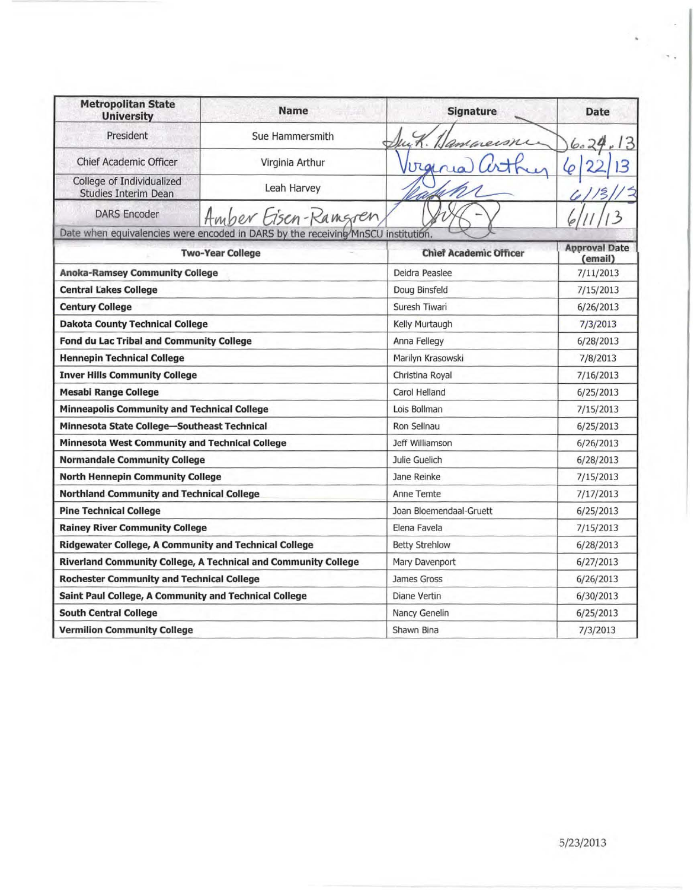| Metropolitan State University | Name | Signature | Date |
| --- | --- | --- | --- |
| President | Sue Hammersmith | Sue K. Hammersmith | 6.24.13 |
| Chief Academic Officer | Virginia Arthur | Virginia Arthur | 6/22/13 |
| College of Individualized Studies Interim Dean | Leah Harvey | | 6/13/13 |
| DARS Encoder | Amber Eisen-Ramsgren | | 6/11/13 |

Date when equivalencies were encoded in DARS by the receiving MnSCU institution.

| Two-Year College | Chief Academic Officer | Approval Date (email) |
| --- | --- | --- |
| **Anoka-Ramsey Community College** | Deidra Peaslee | 7/11/2013 |
| **Central Lakes College** | Doug Binsfeld | 7/15/2013 |
| **Century College** | Suresh Tiwari | 6/26/2013 |
| **Dakota County Technical College** | Kelly Murtaugh | 7/3/2013 |
| **Fond du Lac Tribal and Community College** | Anna Fellegy | 6/28/2013 |
| **Hennepin Technical College** | Marilyn Krasowski | 7/8/2013 |
| **Inver Hills Community College** | Christina Royal | 7/16/2013 |
| **Mesabi Range College** | Carol Helland | 6/25/2013 |
| **Minneapolis Community and Technical College** | Lois Bollman | 7/15/2013 |
| **Minnesota State College—Southeast Technical** | Ron Sellnau | 6/25/2013 |
| **Minnesota West Community and Technical College** | Jeff Williamson | 6/26/2013 |
| **Normandale Community College** | Julie Guelich | 6/28/2013 |
| **North Hennepin Community College** | Jane Reinke | 7/15/2013 |
| **Northland Community and Technical College** | Anne Temte | 7/17/2013 |
| **Pine Technical College** | Joan Bloemendaal-Gruett | 6/25/2013 |
| **Rainey River Community College** | Elena Favela | 7/15/2013 |
| **Ridgewater College, A Community and Technical College** | Betty Strehlow | 6/28/2013 |
| **Riverland Community College, A Technical and Community College** | Mary Davenport | 6/27/2013 |
| **Rochester Community and Technical College** | James Gross | 6/26/2013 |
| **Saint Paul College, A Community and Technical College** | Diane Vertin | 6/30/2013 |
| **South Central College** | Nancy Genelin | 6/25/2013 |
| **Vermilion Community College** | Shawn Bina | 7/3/2013 |

5/23/2013